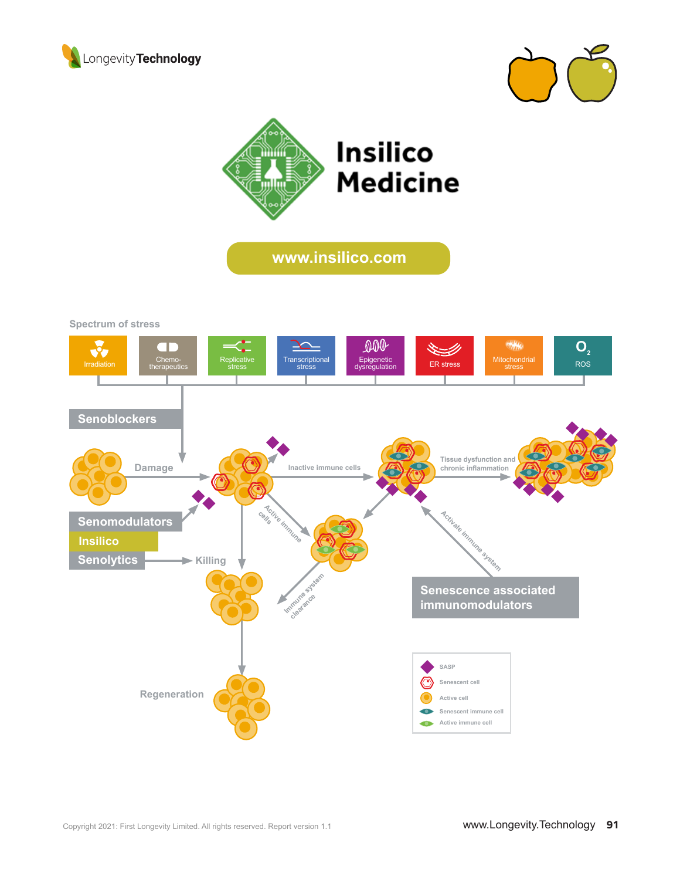# Insilico Medicine

www.insilico.com

Spectrum of stress

Irradiation

Chemo-therapeutics

Replicative stress

Transcriptional stress

Epigenetic dysregulation

ER stress

Mitochondrial stress

$O_2$

ROS

Senoblockers

Damage

Inactive immune cells

Tissue dysfunction and chronic inflammation

Active immune cells

Senomodulators

Insilico

Senolytics

Killing

Immune system clearance

Activate immune system

Senescence associated immunomodulators

Regeneration

SASP

Senescent cell

Active cell

Senescent immune cell

Active immune cell

Copyright 2021: First Longevity Limited. All rights reserved. Report version 1.1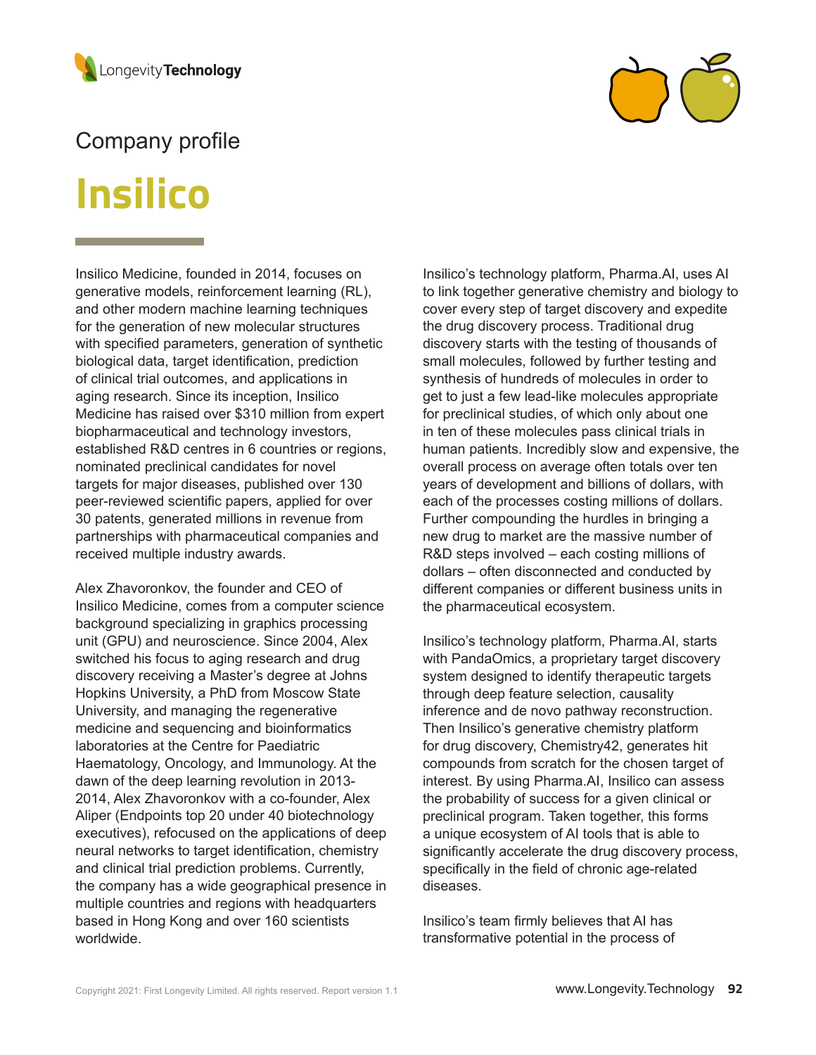Company profile

# Insilico

Insilico Medicine, founded in 2014, focuses on generative models, reinforcement learning (RL), and other modern machine learning techniques for the generation of new molecular structures with specified parameters, generation of synthetic biological data, target identification, prediction of clinical trial outcomes, and applications in aging research. Since its inception, Insilico Medicine has raised over $310 million from expert biopharmaceutical and technology investors, established R&D centres in 6 countries or regions, nominated preclinical candidates for novel targets for major diseases, published over 130 peer-reviewed scientific papers, applied for over 30 patents, generated millions in revenue from partnerships with pharmaceutical companies and received multiple industry awards.

Alex Zhavoronkov, the founder and CEO of Insilico Medicine, comes from a computer science background specializing in graphics processing unit (GPU) and neuroscience. Since 2004, Alex switched his focus to aging research and drug discovery receiving a Master's degree at Johns Hopkins University, a PhD from Moscow State University, and managing the regenerative medicine and sequencing and bioinformatics laboratories at the Centre for Paediatric Haematology, Oncology, and Immunology. At the dawn of the deep learning revolution in 2013-2014, Alex Zhavoronkov with a co-founder, Alex Aliper (Endpoints top 20 under 40 biotechnology executives), refocused on the applications of deep neural networks to target identification, chemistry and clinical trial prediction problems. Currently, the company has a wide geographical presence in multiple countries and regions with headquarters based in Hong Kong and over 160 scientists worldwide.

Insilico's technology platform, Pharma.AI, uses AI to link together generative chemistry and biology to cover every step of target discovery and expedite the drug discovery process. Traditional drug discovery starts with the testing of thousands of small molecules, followed by further testing and synthesis of hundreds of molecules in order to get to just a few lead-like molecules appropriate for preclinical studies, of which only about one in ten of these molecules pass clinical trials in human patients. Incredibly slow and expensive, the overall process on average often totals over ten years of development and billions of dollars, with each of the processes costing millions of dollars. Further compounding the hurdles in bringing a new drug to market are the massive number of R&D steps involved – each costing millions of dollars – often disconnected and conducted by different companies or different business units in the pharmaceutical ecosystem.

Insilico's technology platform, Pharma.AI, starts with PandaOmics, a proprietary target discovery system designed to identify therapeutic targets through deep feature selection, causality inference and de novo pathway reconstruction. Then Insilico's generative chemistry platform for drug discovery, Chemistry42, generates hit compounds from scratch for the chosen target of interest. By using Pharma.AI, Insilico can assess the probability of success for a given clinical or preclinical program. Taken together, this forms a unique ecosystem of AI tools that is able to significantly accelerate the drug discovery process, specifically in the field of chronic age-related diseases.

Insilico's team firmly believes that AI has transformative potential in the process of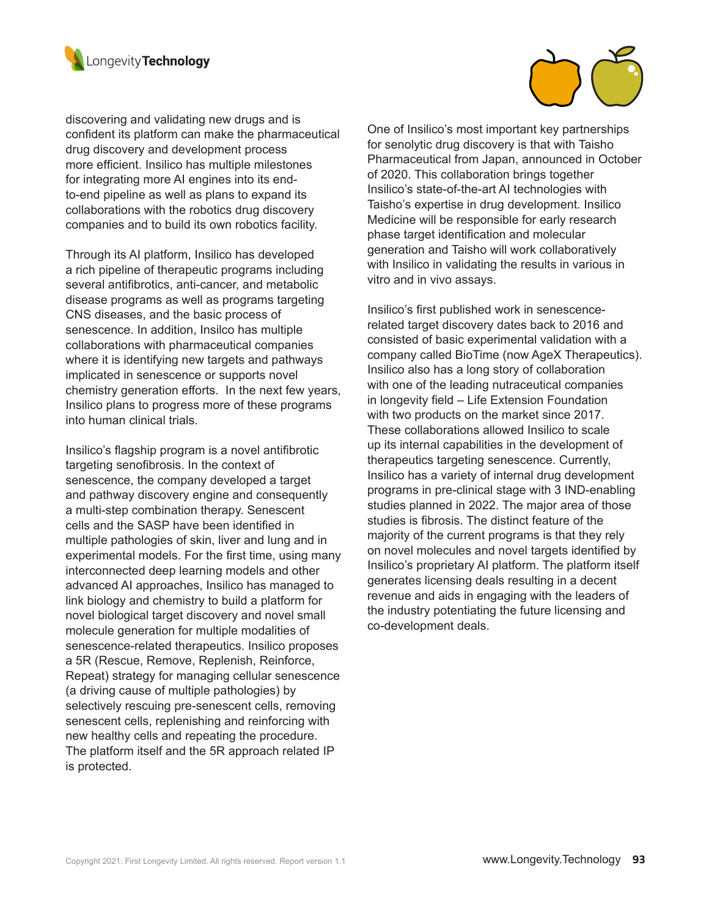discovering and validating new drugs and is confident its platform can make the pharmaceutical drug discovery and development process more efficient. Insilico has multiple milestones for integrating more AI engines into its end-to-end pipeline as well as plans to expand its collaborations with the robotics drug discovery companies and to build its own robotics facility.

Through its AI platform, Insilico has developed a rich pipeline of therapeutic programs including several antifibrotics, anti-cancer, and metabolic disease programs as well as programs targeting CNS diseases, and the basic process of senescence. In addition, Insilco has multiple collaborations with pharmaceutical companies where it is identifying new targets and pathways implicated in senescence or supports novel chemistry generation efforts. In the next few years, Insilico plans to progress more of these programs into human clinical trials.

Insilico's flagship program is a novel antifibrotic targeting senofibrosis. In the context of senescence, the company developed a target and pathway discovery engine and consequently a multi-step combination therapy. Senescent cells and the SASP have been identified in multiple pathologies of skin, liver and lung and in experimental models. For the first time, using many interconnected deep learning models and other advanced AI approaches, Insilico has managed to link biology and chemistry to build a platform for novel biological target discovery and novel small molecule generation for multiple modalities of senescence-related therapeutics. Insilico proposes a 5R (Rescue, Remove, Replenish, Reinforce, Repeat) strategy for managing cellular senescence (a driving cause of multiple pathologies) by selectively rescuing pre-senescent cells, removing senescent cells, replenishing and reinforcing with new healthy cells and repeating the procedure. The platform itself and the 5R approach related IP is protected.

One of Insilico's most important key partnerships for senolytic drug discovery is that with Taisho Pharmaceutical from Japan, announced in October of 2020. This collaboration brings together Insilico's state-of-the-art AI technologies with Taisho's expertise in drug development. Insilico Medicine will be responsible for early research phase target identification and molecular generation and Taisho will work collaboratively with Insilico in validating the results in various in vitro and in vivo assays.

Insilico's first published work in senescence-related target discovery dates back to 2016 and consisted of basic experimental validation with a company called BioTime (now AgeX Therapeutics). Insilico also has a long story of collaboration with one of the leading nutraceutical companies in longevity field – Life Extension Foundation with two products on the market since 2017. These collaborations allowed Insilico to scale up its internal capabilities in the development of therapeutics targeting senescence. Currently, Insilico has a variety of internal drug development programs in pre-clinical stage with 3 IND-enabling studies planned in 2022. The major area of those studies is fibrosis. The distinct feature of the majority of the current programs is that they rely on novel molecules and novel targets identified by Insilico's proprietary AI platform. The platform itself generates licensing deals resulting in a decent revenue and aids in engaging with the leaders of the industry potentiating the future licensing and co-development deals.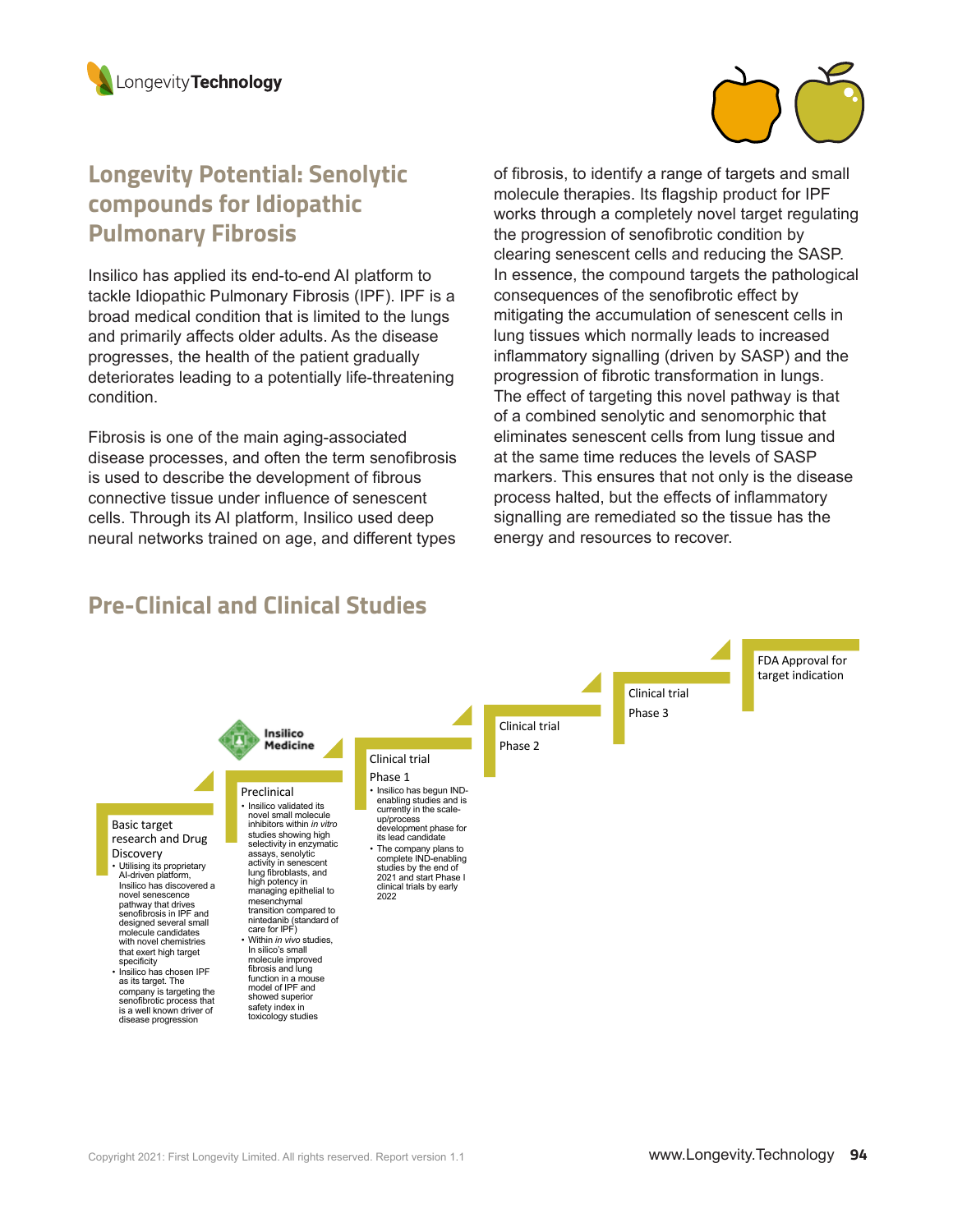## Longevity Potential: Senolytic compounds for Idiopathic Pulmonary Fibrosis

Insilico has applied its end-to-end AI platform to tackle Idiopathic Pulmonary Fibrosis (IPF). IPF is a broad medical condition that is limited to the lungs and primarily affects older adults. As the disease progresses, the health of the patient gradually deteriorates leading to a potentially life-threatening condition.

Fibrosis is one of the main aging-associated disease processes, and often the term senofibrosis is used to describe the development of fibrous connective tissue under influence of senescent cells. Through its AI platform, Insilico used deep neural networks trained on age, and different types of fibrosis, to identify a range of targets and small molecule therapies. Its flagship product for IPF works through a completely novel target regulating the progression of senofibrotic condition by clearing senescent cells and reducing the SASP. In essence, the compound targets the pathological consequences of the senofibrotic effect by mitigating the accumulation of senescent cells in lung tissues which normally leads to increased inflammatory signalling (driven by SASP) and the progression of fibrotic transformation in lungs. The effect of targeting this novel pathway is that of a combined senolytic and senomorphic that eliminates senescent cells from lung tissue and at the same time reduces the levels of SASP markers. This ensures that not only is the disease process halted, but the effects of inflammatory signalling are remediated so the tissue has the energy and resources to recover.

## Pre-Clinical and Clinical Studies

Insilico Medicine

**Basic target research and Drug Discovery**

- Utilising its proprietary AI-driven platform, Insilico has discovered a novel senescence pathway that drives senofibrosis in IPF and designed several small molecule candidates with novel chemistries that exert high target specificity
- Insilico has chosen IPF as its target. The company is targeting the senofibrotic process that is a well known driver of disease progression

**Preclinical**

- Insilico validated its novel small molecule inhibitors within *in vitro* studies showing high selectivity in enzymatic assays, senolytic activity in senescent lung fibroblasts, and high potency in managing epithelial to mesenchymal transition compared to nintedanib (standard of care for IPF)
- Within *in vivo* studies, In silico's small molecule improved fibrosis and lung function in a mouse model of IPF and showed superior safety index in toxicology studies

**Clinical trial Phase 1**

- Insilico has begun IND-enabling studies and is currently in the scale-up/process development phase for its lead candidate
- The company plans to complete IND-enabling studies by the end of 2021 and start Phase I clinical trials by early 2022

**Clinical trial Phase 2**

**Clinical trial Phase 3**

**FDA Approval for target indication**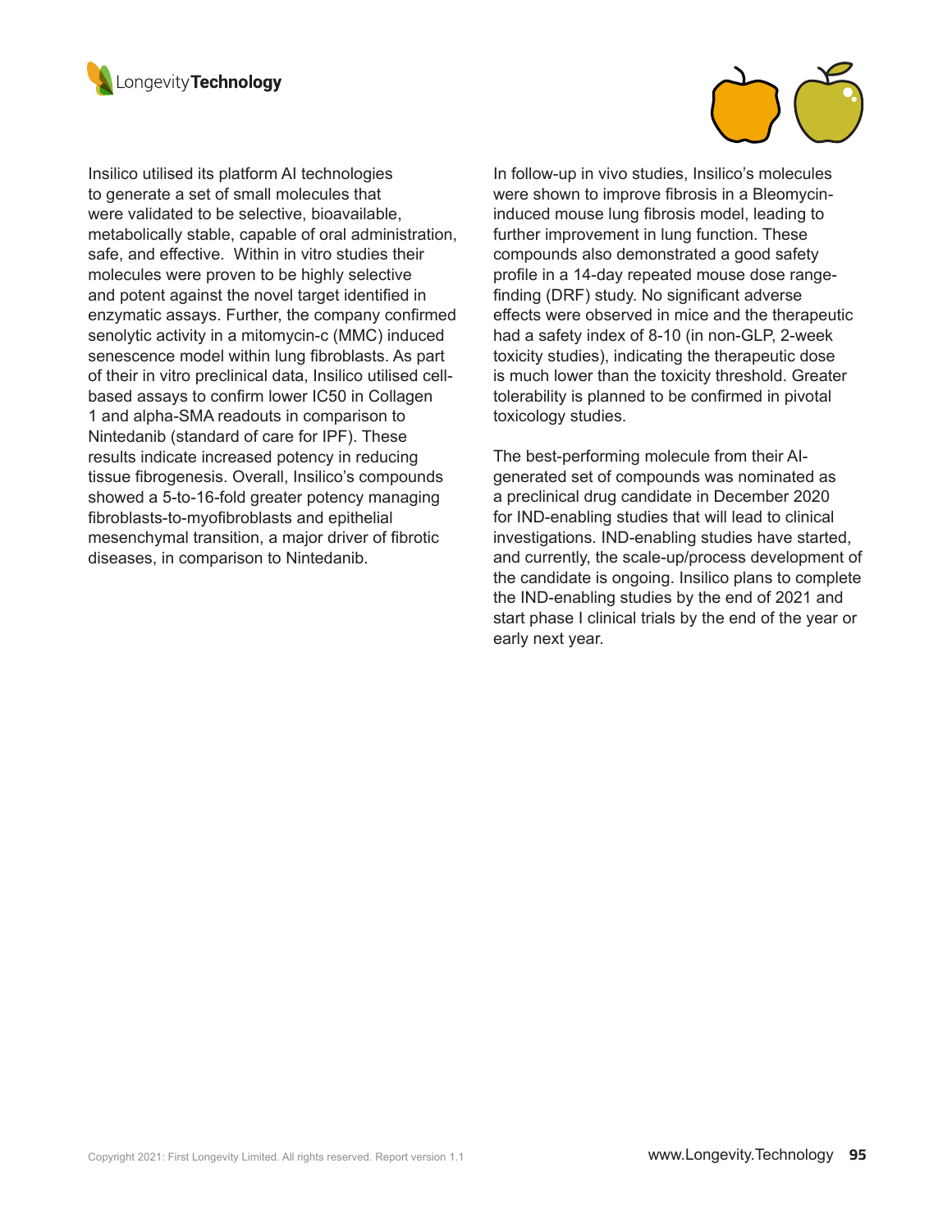Insilico utilised its platform AI technologies to generate a set of small molecules that were validated to be selective, bioavailable, metabolically stable, capable of oral administration, safe, and effective. Within in vitro studies their molecules were proven to be highly selective and potent against the novel target identified in enzymatic assays. Further, the company confirmed senolytic activity in a mitomycin-c (MMC) induced senescence model within lung fibroblasts. As part of their in vitro preclinical data, Insilico utilised cell-based assays to confirm lower IC50 in Collagen 1 and alpha-SMA readouts in comparison to Nintedanib (standard of care for IPF). These results indicate increased potency in reducing tissue fibrogenesis. Overall, Insilico's compounds showed a 5-to-16-fold greater potency managing fibroblasts-to-myofibroblasts and epithelial mesenchymal transition, a major driver of fibrotic diseases, in comparison to Nintedanib.

In follow-up in vivo studies, Insilico's molecules were shown to improve fibrosis in a Bleomycin-induced mouse lung fibrosis model, leading to further improvement in lung function. These compounds also demonstrated a good safety profile in a 14-day repeated mouse dose range-finding (DRF) study. No significant adverse effects were observed in mice and the therapeutic had a safety index of 8-10 (in non-GLP, 2-week toxicity studies), indicating the therapeutic dose is much lower than the toxicity threshold. Greater tolerability is planned to be confirmed in pivotal toxicology studies.

The best-performing molecule from their AI-generated set of compounds was nominated as a preclinical drug candidate in December 2020 for IND-enabling studies that will lead to clinical investigations. IND-enabling studies have started, and currently, the scale-up/process development of the candidate is ongoing. Insilico plans to complete the IND-enabling studies by the end of 2021 and start phase I clinical trials by the end of the year or early next year.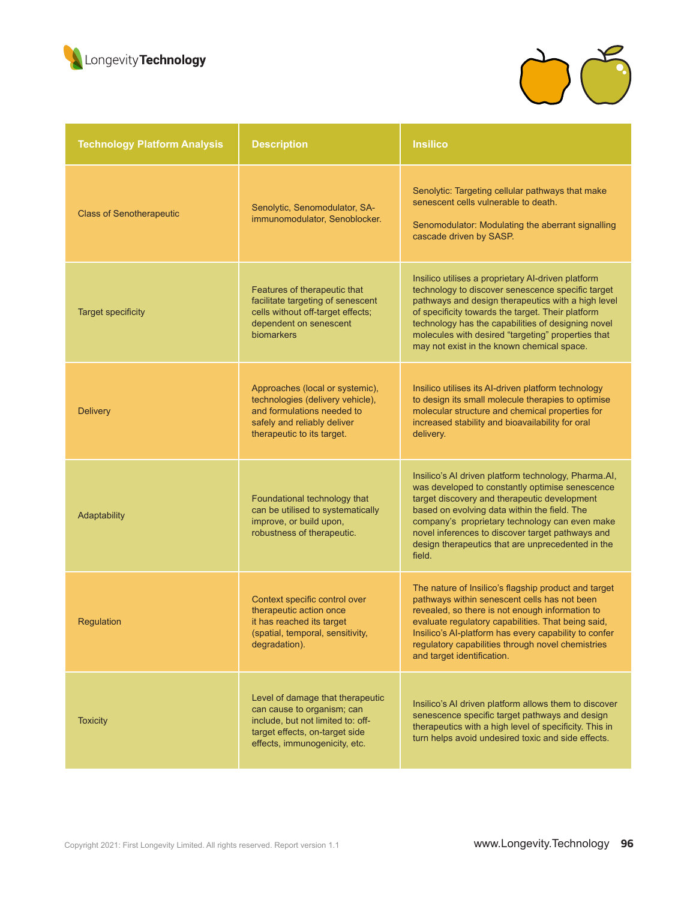| Technology Platform Analysis | Description | Insilico |
|---|---|---|
| Class of Senotherapeutic | Senolytic, Senomodulator, SA-immunomodulator, Senoblocker. | Senolytic: Targeting cellular pathways that make senescent cells vulnerable to death.<br><br>Senomodulator: Modulating the aberrant signalling cascade driven by SASP. |
| Target specificity | Features of therapeutic that facilitate targeting of senescent cells without off-target effects; dependent on senescent biomarkers | Insilico utilises a proprietary AI-driven platform technology to discover senescence specific target pathways and design therapeutics with a high level of specificity towards the target. Their platform technology has the capabilities of designing novel molecules with desired “targeting” properties that may not exist in the known chemical space. |
| Delivery | Approaches (local or systemic), technologies (delivery vehicle), and formulations needed to safely and reliably deliver therapeutic to its target. | Insilico utilises its AI-driven platform technology to design its small molecule therapies to optimise molecular structure and chemical properties for increased stability and bioavailability for oral delivery. |
| Adaptability | Foundational technology that can be utilised to systematically improve, or build upon, robustness of therapeutic. | Insilico’s AI driven platform technology, Pharma.AI, was developed to constantly optimise senescence target discovery and therapeutic development based on evolving data within the field. The company’s proprietary technology can even make novel inferences to discover target pathways and design therapeutics that are unprecedented in the field. |
| Regulation | Context specific control over therapeutic action once it has reached its target (spatial, temporal, sensitivity, degradation). | The nature of Insilico’s flagship product and target pathways within senescent cells has not been revealed, so there is not enough information to evaluate regulatory capabilities. That being said, Insilico’s AI-platform has every capability to confer regulatory capabilities through novel chemistries and target identification. |
| Toxicity | Level of damage that therapeutic can cause to organism; can include, but not limited to: off-target effects, on-target side effects, immunogenicity, etc. | Insilico’s AI driven platform allows them to discover senescence specific target pathways and design therapeutics with a high level of specificity. This in turn helps avoid undesired toxic and side effects. |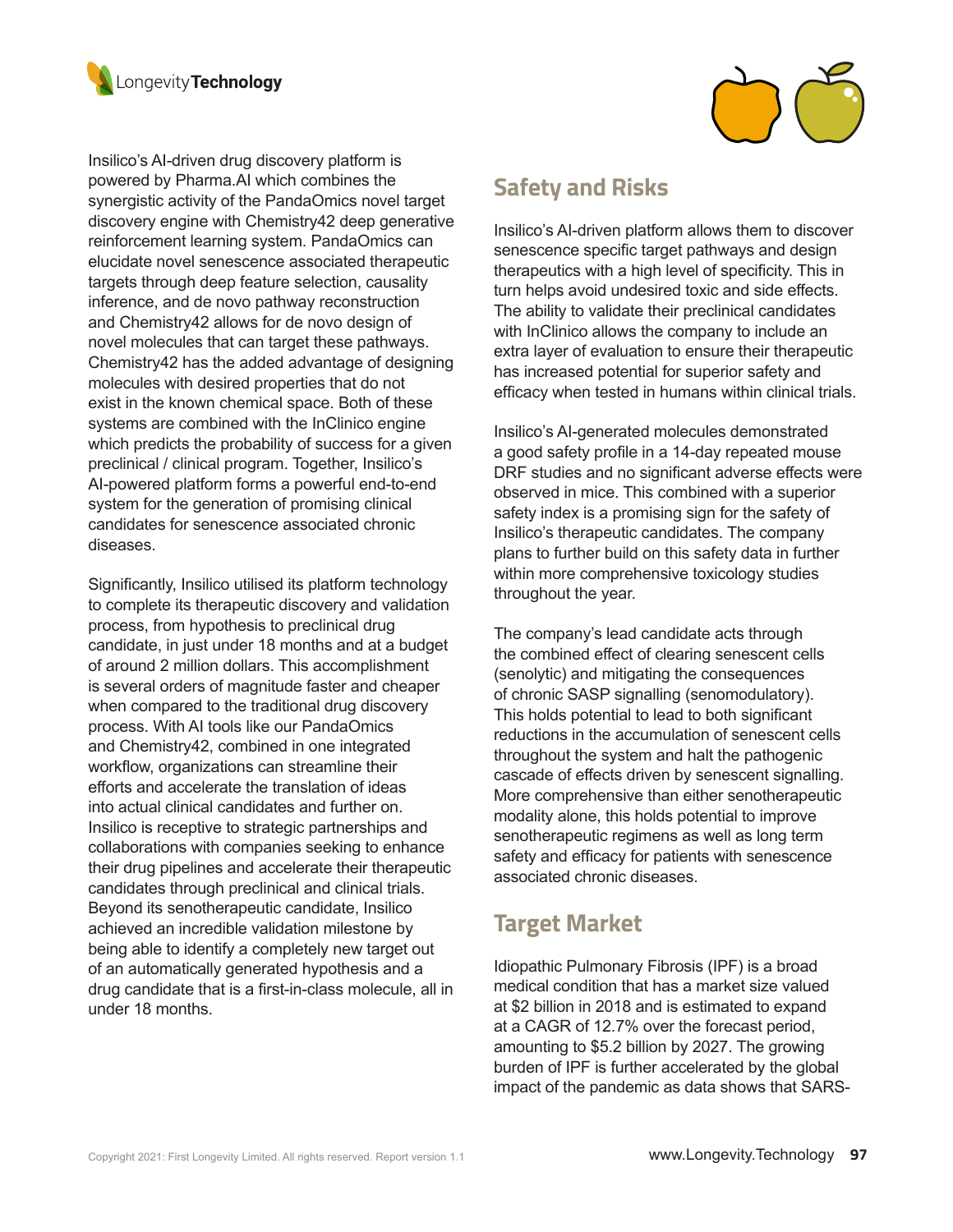Insilico's AI-driven drug discovery platform is powered by Pharma.AI which combines the synergistic activity of the PandaOmics novel target discovery engine with Chemistry42 deep generative reinforcement learning system. PandaOmics can elucidate novel senescence associated therapeutic targets through deep feature selection, causality inference, and de novo pathway reconstruction and Chemistry42 allows for de novo design of novel molecules that can target these pathways. Chemistry42 has the added advantage of designing molecules with desired properties that do not exist in the known chemical space. Both of these systems are combined with the InClinico engine which predicts the probability of success for a given preclinical / clinical program. Together, Insilico's AI-powered platform forms a powerful end-to-end system for the generation of promising clinical candidates for senescence associated chronic diseases.

Significantly, Insilico utilised its platform technology to complete its therapeutic discovery and validation process, from hypothesis to preclinical drug candidate, in just under 18 months and at a budget of around 2 million dollars. This accomplishment is several orders of magnitude faster and cheaper when compared to the traditional drug discovery process. With AI tools like our PandaOmics and Chemistry42, combined in one integrated workflow, organizations can streamline their efforts and accelerate the translation of ideas into actual clinical candidates and further on. Insilico is receptive to strategic partnerships and collaborations with companies seeking to enhance their drug pipelines and accelerate their therapeutic candidates through preclinical and clinical trials. Beyond its senotherapeutic candidate, Insilico achieved an incredible validation milestone by being able to identify a completely new target out of an automatically generated hypothesis and a drug candidate that is a first-in-class molecule, all in under 18 months.

## Safety and Risks

Insilico's AI-driven platform allows them to discover senescence specific target pathways and design therapeutics with a high level of specificity. This in turn helps avoid undesired toxic and side effects. The ability to validate their preclinical candidates with InClinico allows the company to include an extra layer of evaluation to ensure their therapeutic has increased potential for superior safety and efficacy when tested in humans within clinical trials.

Insilico's AI-generated molecules demonstrated a good safety profile in a 14-day repeated mouse DRF studies and no significant adverse effects were observed in mice. This combined with a superior safety index is a promising sign for the safety of Insilico's therapeutic candidates. The company plans to further build on this safety data in further within more comprehensive toxicology studies throughout the year.

The company's lead candidate acts through the combined effect of clearing senescent cells (senolytic) and mitigating the consequences of chronic SASP signalling (senomodulatory). This holds potential to lead to both significant reductions in the accumulation of senescent cells throughout the system and halt the pathogenic cascade of effects driven by senescent signalling. More comprehensive than either senotherapeutic modality alone, this holds potential to improve senotherapeutic regimens as well as long term safety and efficacy for patients with senescence associated chronic diseases.

## Target Market

Idiopathic Pulmonary Fibrosis (IPF) is a broad medical condition that has a market size valued at $2 billion in 2018 and is estimated to expand at a CAGR of 12.7% over the forecast period, amounting to $5.2 billion by 2027. The growing burden of IPF is further accelerated by the global impact of the pandemic as data shows that SARS-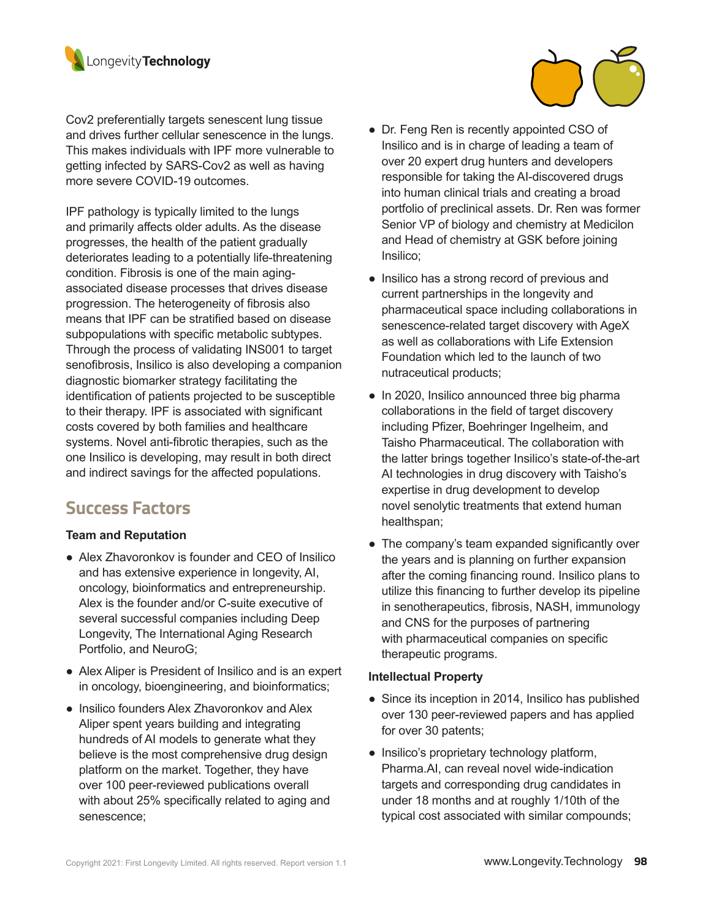Cov2 preferentially targets senescent lung tissue and drives further cellular senescence in the lungs. This makes individuals with IPF more vulnerable to getting infected by SARS-Cov2 as well as having more severe COVID-19 outcomes.

IPF pathology is typically limited to the lungs and primarily affects older adults. As the disease progresses, the health of the patient gradually deteriorates leading to a potentially life-threatening condition. Fibrosis is one of the main aging-associated disease processes that drives disease progression. The heterogeneity of fibrosis also means that IPF can be stratified based on disease subpopulations with specific metabolic subtypes. Through the process of validating INS001 to target senofibrosis, Insilico is also developing a companion diagnostic biomarker strategy facilitating the identification of patients projected to be susceptible to their therapy. IPF is associated with significant costs covered by both families and healthcare systems. Novel anti-fibrotic therapies, such as the one Insilico is developing, may result in both direct and indirect savings for the affected populations.

## Success Factors

**Team and Reputation**

- Alex Zhavoronkov is founder and CEO of Insilico and has extensive experience in longevity, AI, oncology, bioinformatics and entrepreneurship. Alex is the founder and/or C-suite executive of several successful companies including Deep Longevity, The International Aging Research Portfolio, and NeuroG;
- Alex Aliper is President of Insilico and is an expert in oncology, bioengineering, and bioinformatics;
- Insilico founders Alex Zhavoronkov and Alex Aliper spent years building and integrating hundreds of AI models to generate what they believe is the most comprehensive drug design platform on the market. Together, they have over 100 peer-reviewed publications overall with about 25% specifically related to aging and senescence;
- Dr. Feng Ren is recently appointed CSO of Insilico and is in charge of leading a team of over 20 expert drug hunters and developers responsible for taking the AI-discovered drugs into human clinical trials and creating a broad portfolio of preclinical assets. Dr. Ren was former Senior VP of biology and chemistry at Medicilon and Head of chemistry at GSK before joining Insilico;
- Insilico has a strong record of previous and current partnerships in the longevity and pharmaceutical space including collaborations in senescence-related target discovery with AgeX as well as collaborations with Life Extension Foundation which led to the launch of two nutraceutical products;
- In 2020, Insilico announced three big pharma collaborations in the field of target discovery including Pfizer, Boehringer Ingelheim, and Taisho Pharmaceutical. The collaboration with the latter brings together Insilico's state-of-the-art AI technologies in drug discovery with Taisho's expertise in drug development to develop novel senolytic treatments that extend human healthspan;
- The company's team expanded significantly over the years and is planning on further expansion after the coming financing round. Insilico plans to utilize this financing to further develop its pipeline in senotherapeutics, fibrosis, NASH, immunology and CNS for the purposes of partnering with pharmaceutical companies on specific therapeutic programs.

**Intellectual Property**

- Since its inception in 2014, Insilico has published over 130 peer-reviewed papers and has applied for over 30 patents;
- Insilico's proprietary technology platform, Pharma.AI, can reveal novel wide-indication targets and corresponding drug candidates in under 18 months and at roughly 1/10th of the typical cost associated with similar compounds;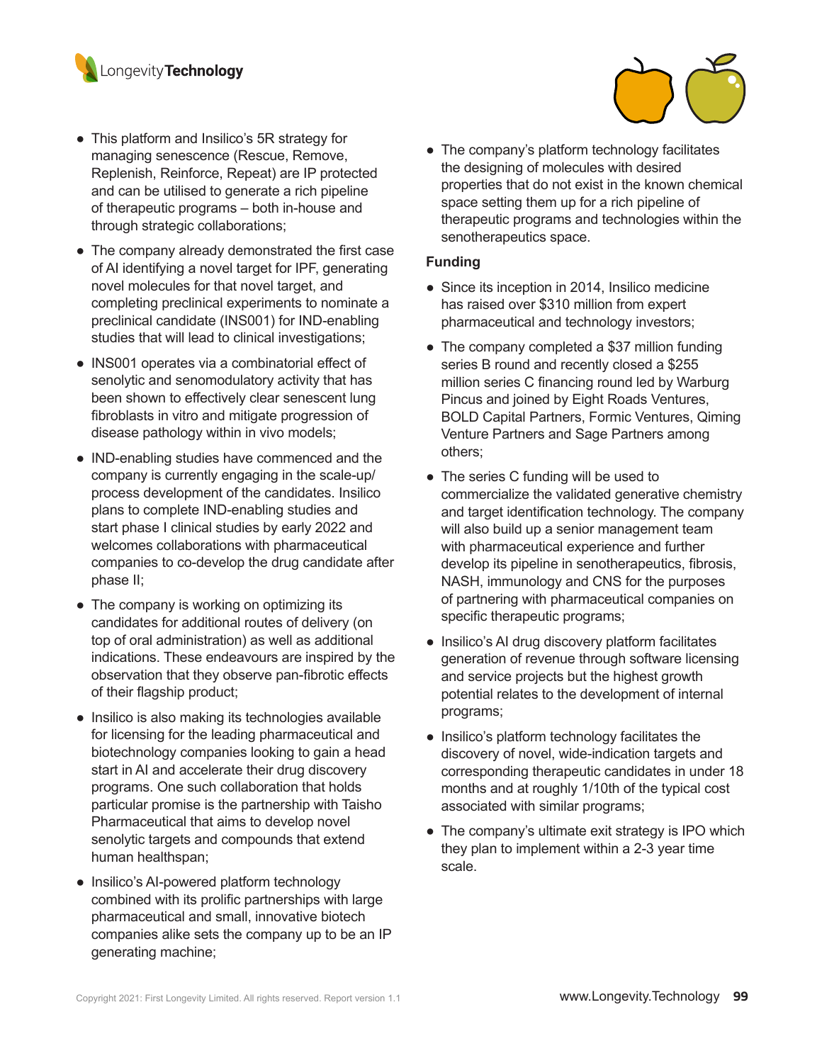- This platform and Insilico's 5R strategy for managing senescence (Rescue, Remove, Replenish, Reinforce, Repeat) are IP protected and can be utilised to generate a rich pipeline of therapeutic programs – both in-house and through strategic collaborations;
- The company already demonstrated the first case of AI identifying a novel target for IPF, generating novel molecules for that novel target, and completing preclinical experiments to nominate a preclinical candidate (INS001) for IND-enabling studies that will lead to clinical investigations;
- INS001 operates via a combinatorial effect of senolytic and senomodulatory activity that has been shown to effectively clear senescent lung fibroblasts in vitro and mitigate progression of disease pathology within in vivo models;
- IND-enabling studies have commenced and the company is currently engaging in the scale-up/process development of the candidates. Insilico plans to complete IND-enabling studies and start phase I clinical studies by early 2022 and welcomes collaborations with pharmaceutical companies to co-develop the drug candidate after phase II;
- The company is working on optimizing its candidates for additional routes of delivery (on top of oral administration) as well as additional indications. These endeavours are inspired by the observation that they observe pan-fibrotic effects of their flagship product;
- Insilico is also making its technologies available for licensing for the leading pharmaceutical and biotechnology companies looking to gain a head start in AI and accelerate their drug discovery programs. One such collaboration that holds particular promise is the partnership with Taisho Pharmaceutical that aims to develop novel senolytic targets and compounds that extend human healthspan;
- Insilico's AI-powered platform technology combined with its prolific partnerships with large pharmaceutical and small, innovative biotech companies alike sets the company up to be an IP generating machine;
- The company's platform technology facilitates the designing of molecules with desired properties that do not exist in the known chemical space setting them up for a rich pipeline of therapeutic programs and technologies within the senotherapeutics space.

**Funding**

- Since its inception in 2014, Insilico medicine has raised over $310 million from expert pharmaceutical and technology investors;
- The company completed a $37 million funding series B round and recently closed a $255 million series C financing round led by Warburg Pincus and joined by Eight Roads Ventures, BOLD Capital Partners, Formic Ventures, Qiming Venture Partners and Sage Partners among others;
- The series C funding will be used to commercialize the validated generative chemistry and target identification technology. The company will also build up a senior management team with pharmaceutical experience and further develop its pipeline in senotherapeutics, fibrosis, NASH, immunology and CNS for the purposes of partnering with pharmaceutical companies on specific therapeutic programs;
- Insilico's AI drug discovery platform facilitates generation of revenue through software licensing and service projects but the highest growth potential relates to the development of internal programs;
- Insilico's platform technology facilitates the discovery of novel, wide-indication targets and corresponding therapeutic candidates in under 18 months and at roughly 1/10th of the typical cost associated with similar programs;
- The company's ultimate exit strategy is IPO which they plan to implement within a 2-3 year time scale.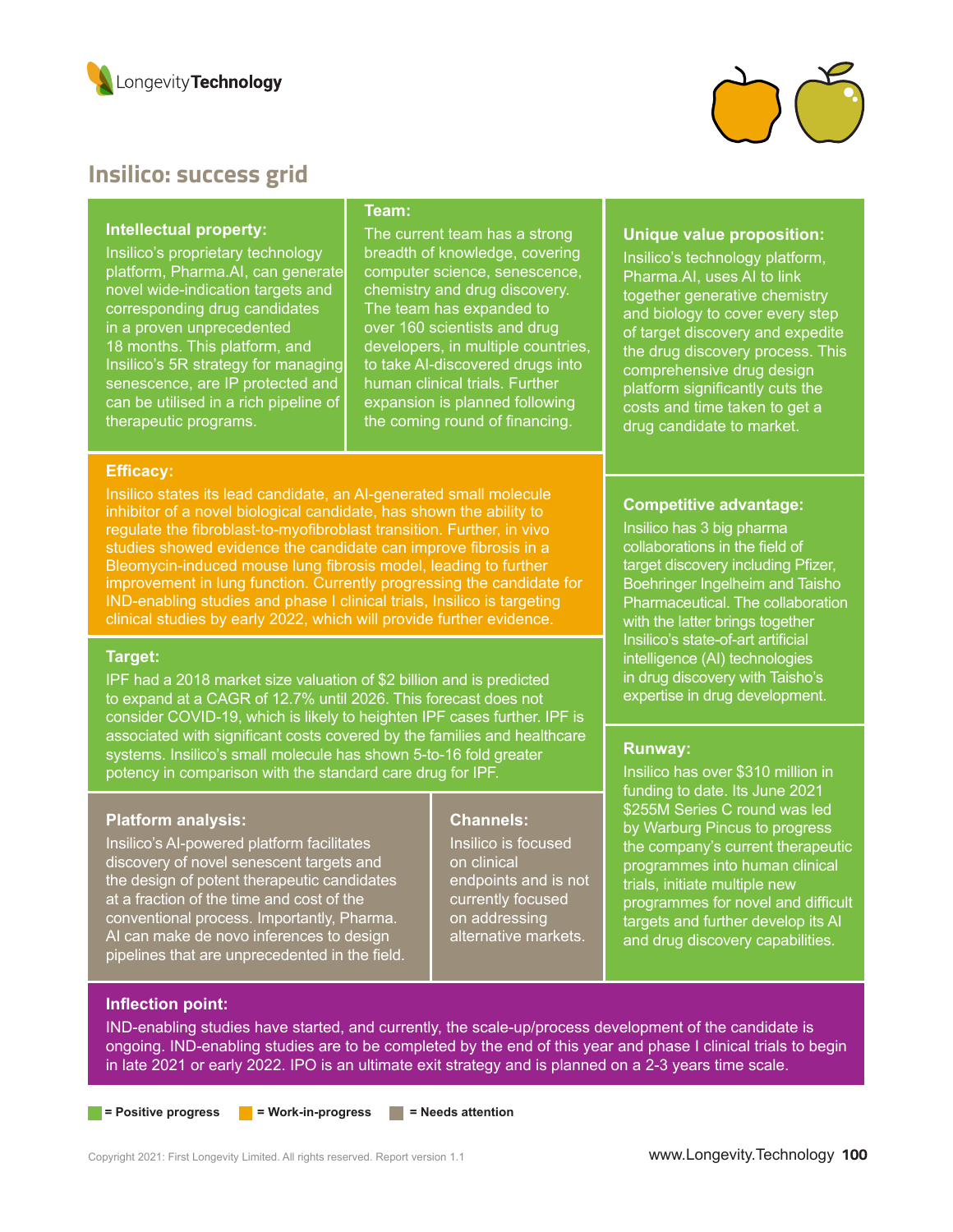## Insilico: success grid

**Intellectual property:**

Insilico's proprietary technology platform, Pharma.AI, can generate novel wide-indication targets and corresponding drug candidates in a proven unprecedented 18 months. This platform, and Insilico's 5R strategy for managing senescence, are IP protected and can be utilised in a rich pipeline of therapeutic programs.

**Team:**

The current team has a strong breadth of knowledge, covering computer science, senescence, chemistry and drug discovery. The team has expanded to over 160 scientists and drug developers, in multiple countries, to take AI-discovered drugs into human clinical trials. Further expansion is planned following the coming round of financing.

**Unique value proposition:**

Insilico's technology platform, Pharma.AI, uses AI to link together generative chemistry and biology to cover every step of target discovery and expedite the drug discovery process. This comprehensive drug design platform significantly cuts the costs and time taken to get a drug candidate to market.

**Efficacy:**

Insilico states its lead candidate, an AI-generated small molecule inhibitor of a novel biological candidate, has shown the ability to regulate the fibroblast-to-myofibroblast transition. Further, in vivo studies showed evidence the candidate can improve fibrosis in a Bleomycin-induced mouse lung fibrosis model, leading to further improvement in lung function. Currently progressing the candidate for IND-enabling studies and phase I clinical trials, Insilico is targeting clinical studies by early 2022, which will provide further evidence.

**Competitive advantage:**

Insilico has 3 big pharma collaborations in the field of target discovery including Pfizer, Boehringer Ingelheim and Taisho Pharmaceutical. The collaboration with the latter brings together Insilico's state-of-art artificial intelligence (AI) technologies in drug discovery with Taisho's expertise in drug development.

**Target:**

IPF had a 2018 market size valuation of $2 billion and is predicted to expand at a CAGR of 12.7% until 2026. This forecast does not consider COVID-19, which is likely to heighten IPF cases further. IPF is associated with significant costs covered by the families and healthcare systems. Insilico's small molecule has shown 5-to-16 fold greater potency in comparison with the standard care drug for IPF.

**Runway:**

Insilico has over $310 million in funding to date. Its June 2021 $255M Series C round was led by Warburg Pincus to progress the company's current therapeutic programmes into human clinical trials, initiate multiple new programmes for novel and difficult targets and further develop its AI and drug discovery capabilities.

**Platform analysis:**

Insilico's AI-powered platform facilitates discovery of novel senescent targets and the design of potent therapeutic candidates at a fraction of the time and cost of the conventional process. Importantly, Pharma. AI can make de novo inferences to design pipelines that are unprecedented in the field.

**Channels:**

Insilico is focused on clinical endpoints and is not currently focused on addressing alternative markets.

**Inflection point:**

IND-enabling studies have started, and currently, the scale-up/process development of the candidate is ongoing. IND-enabling studies are to be completed by the end of this year and phase I clinical trials to begin in late 2021 or early 2022. IPO is an ultimate exit strategy and is planned on a 2-3 years time scale.

**= Positive progress** **= Work-in-progress** **= Needs attention**

Copyright 2021: First Longevity Limited. All rights reserved. Report version 1.1